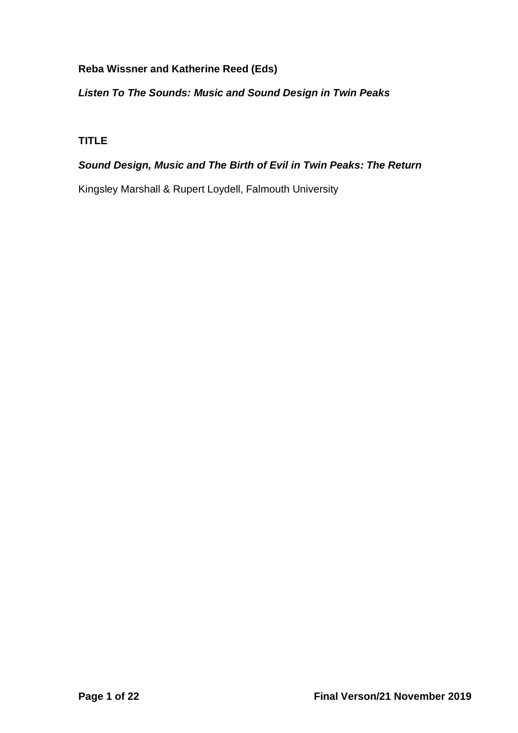**Reba Wissner and Katherine Reed (Eds)**

***Listen To The Sounds: Music and Sound Design in Twin Peaks***

**TITLE**

***Sound Design, Music and The Birth of Evil in Twin Peaks: The Return***

Kingsley Marshall & Rupert Loydell, Falmouth University

**Final Verson/21 November 2019**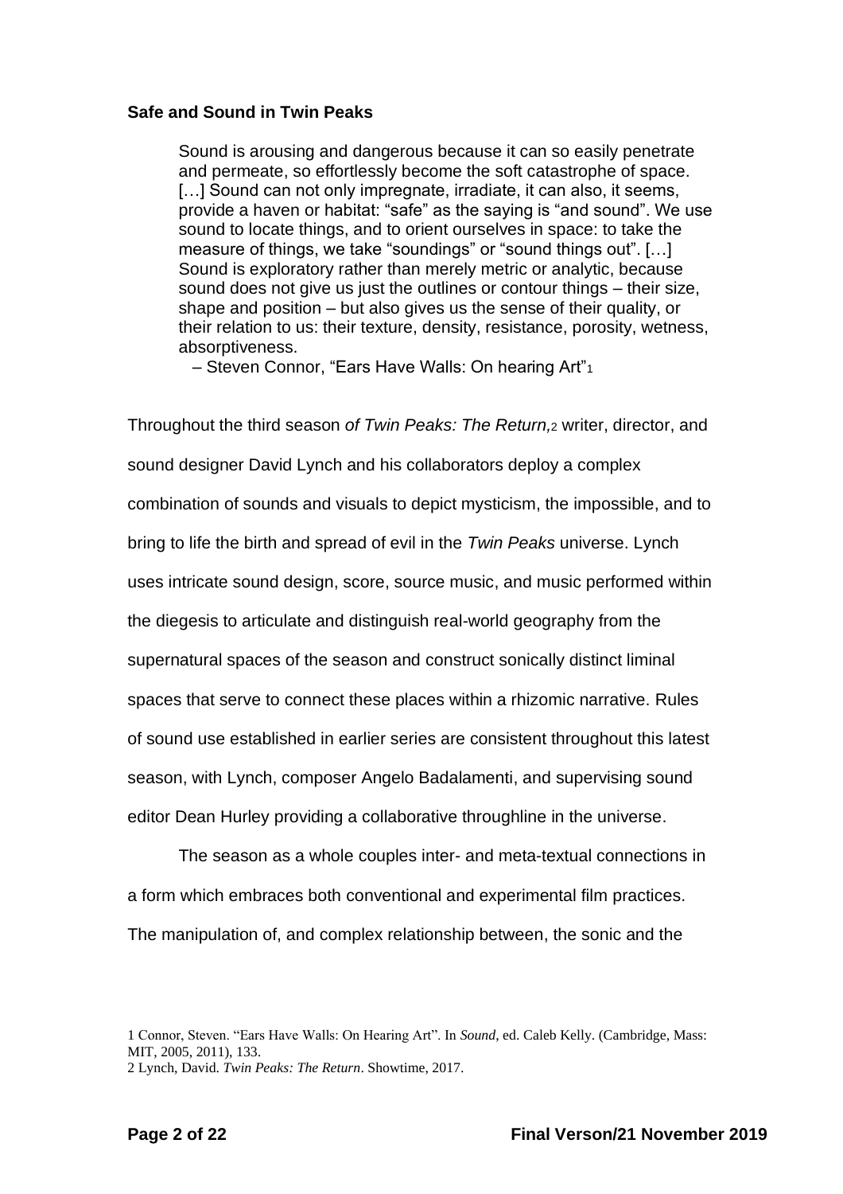**Safe and Sound in Twin Peaks**

> Sound is arousing and dangerous because it can so easily penetrate and permeate, so effortlessly become the soft catastrophe of space. […] Sound can not only impregnate, irradiate, it can also, it seems, provide a haven or habitat: "safe" as the saying is "and sound". We use sound to locate things, and to orient ourselves in space: to take the measure of things, we take "soundings" or "sound things out". […] Sound is exploratory rather than merely metric or analytic, because sound does not give us just the outlines or contour things – their size, shape and position – but also gives us the sense of their quality, or their relation to us: their texture, density, resistance, porosity, wetness, absorptiveness.
>
> – Steven Connor, "Ears Have Walls: On hearing Art"[1]

Throughout the third season *of Twin Peaks: The Return,*[2] writer, director, and sound designer David Lynch and his collaborators deploy a complex combination of sounds and visuals to depict mysticism, the impossible, and to bring to life the birth and spread of evil in the *Twin Peaks* universe. Lynch uses intricate sound design, score, source music, and music performed within the diegesis to articulate and distinguish real-world geography from the supernatural spaces of the season and construct sonically distinct liminal spaces that serve to connect these places within a rhizomic narrative. Rules of sound use established in earlier series are consistent throughout this latest season, with Lynch, composer Angelo Badalamenti, and supervising sound editor Dean Hurley providing a collaborative throughline in the universe.

The season as a whole couples inter- and meta-textual connections in a form which embraces both conventional and experimental film practices. The manipulation of, and complex relationship between, the sonic and the

1 Connor, Steven. "Ears Have Walls: On Hearing Art". In *Sound*, ed. Caleb Kelly. (Cambridge, Mass: MIT, 2005, 2011), 133.
2 Lynch, David. *Twin Peaks: The Return*. Showtime, 2017.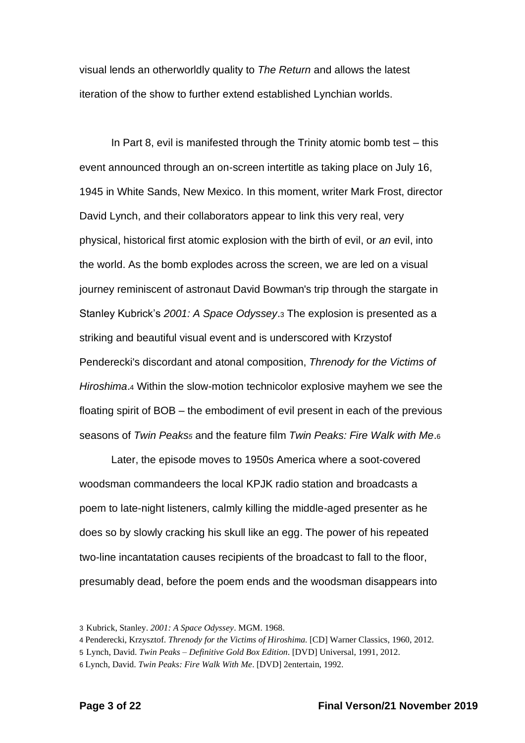visual lends an otherworldly quality to *The Return* and allows the latest iteration of the show to further extend established Lynchian worlds.

In Part 8, evil is manifested through the Trinity atomic bomb test – this event announced through an on-screen intertitle as taking place on July 16, 1945 in White Sands, New Mexico. In this moment, writer Mark Frost, director David Lynch, and their collaborators appear to link this very real, very physical, historical first atomic explosion with the birth of evil, or *an* evil, into the world. As the bomb explodes across the screen, we are led on a visual journey reminiscent of astronaut David Bowman's trip through the stargate in Stanley Kubrick's *2001: A Space Odyssey*.[3] The explosion is presented as a striking and beautiful visual event and is underscored with Krzystof Penderecki's discordant and atonal composition, *Threnody for the Victims of Hiroshima*.[4] Within the slow-motion technicolor explosive mayhem we see the floating spirit of BOB – the embodiment of evil present in each of the previous seasons of *Twin Peaks*[5] and the feature film *Twin Peaks: Fire Walk with Me*.[6]

Later, the episode moves to 1950s America where a soot-covered woodsman commandeers the local KPJK radio station and broadcasts a poem to late-night listeners, calmly killing the middle-aged presenter as he does so by slowly cracking his skull like an egg. The power of his repeated two-line incantatation causes recipients of the broadcast to fall to the floor, presumably dead, before the poem ends and the woodsman disappears into

---

[3] Kubrick, Stanley. *2001: A Space Odyssey*. MGM. 1968.

[4] Penderecki, Krzysztof. *Threnody for the Victims of Hiroshima.* [CD] Warner Classics, 1960, 2012.

[5] Lynch, David. *Twin Peaks – Definitive Gold Box Edition*. [DVD] Universal, 1991, 2012.

[6] Lynch, David. *Twin Peaks: Fire Walk With Me*. [DVD] 2entertain, 1992.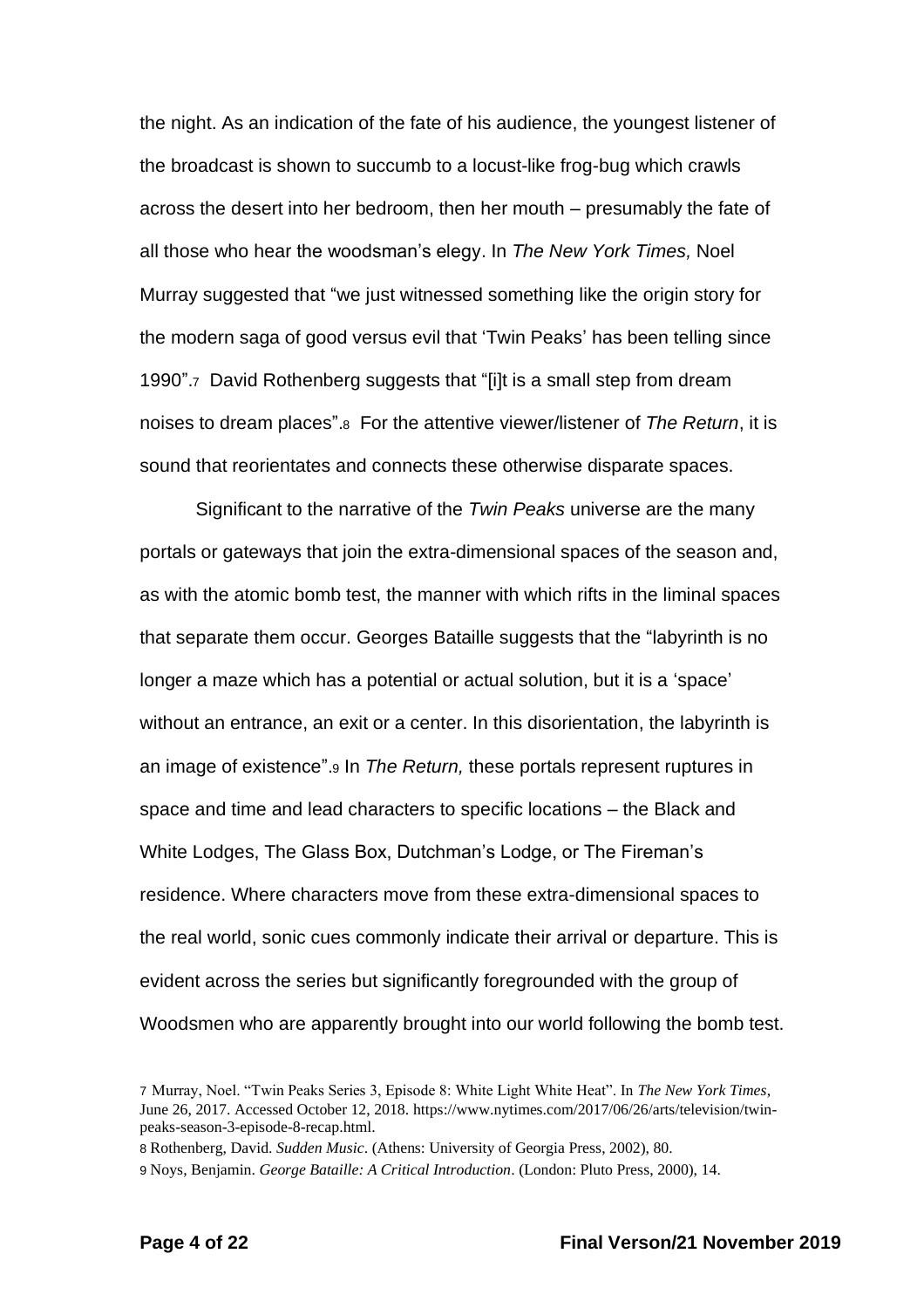the night. As an indication of the fate of his audience, the youngest listener of the broadcast is shown to succumb to a locust-like frog-bug which crawls across the desert into her bedroom, then her mouth – presumably the fate of all those who hear the woodsman's elegy. In *The New York Times,* Noel Murray suggested that "we just witnessed something like the origin story for the modern saga of good versus evil that 'Twin Peaks' has been telling since 1990".[7] David Rothenberg suggests that "[i]t is a small step from dream noises to dream places".[8] For the attentive viewer/listener of *The Return*, it is sound that reorientates and connects these otherwise disparate spaces.

Significant to the narrative of the *Twin Peaks* universe are the many portals or gateways that join the extra-dimensional spaces of the season and, as with the atomic bomb test, the manner with which rifts in the liminal spaces that separate them occur. Georges Bataille suggests that the "labyrinth is no longer a maze which has a potential or actual solution, but it is a 'space' without an entrance, an exit or a center. In this disorientation, the labyrinth is an image of existence".[9] In *The Return,* these portals represent ruptures in space and time and lead characters to specific locations – the Black and White Lodges, The Glass Box, Dutchman's Lodge, or The Fireman's residence. Where characters move from these extra-dimensional spaces to the real world, sonic cues commonly indicate their arrival or departure. This is evident across the series but significantly foregrounded with the group of Woodsmen who are apparently brought into our world following the bomb test.

7 Murray, Noel. "Twin Peaks Series 3, Episode 8: White Light White Heat". In *The New York Times*, June 26, 2017. Accessed October 12, 2018. https://www.nytimes.com/2017/06/26/arts/television/twin-peaks-season-3-episode-8-recap.html.

8 Rothenberg, David. *Sudden Music*. (Athens: University of Georgia Press, 2002), 80.

9 Noys, Benjamin. *George Bataille: A Critical Introduction*. (London: Pluto Press, 2000), 14.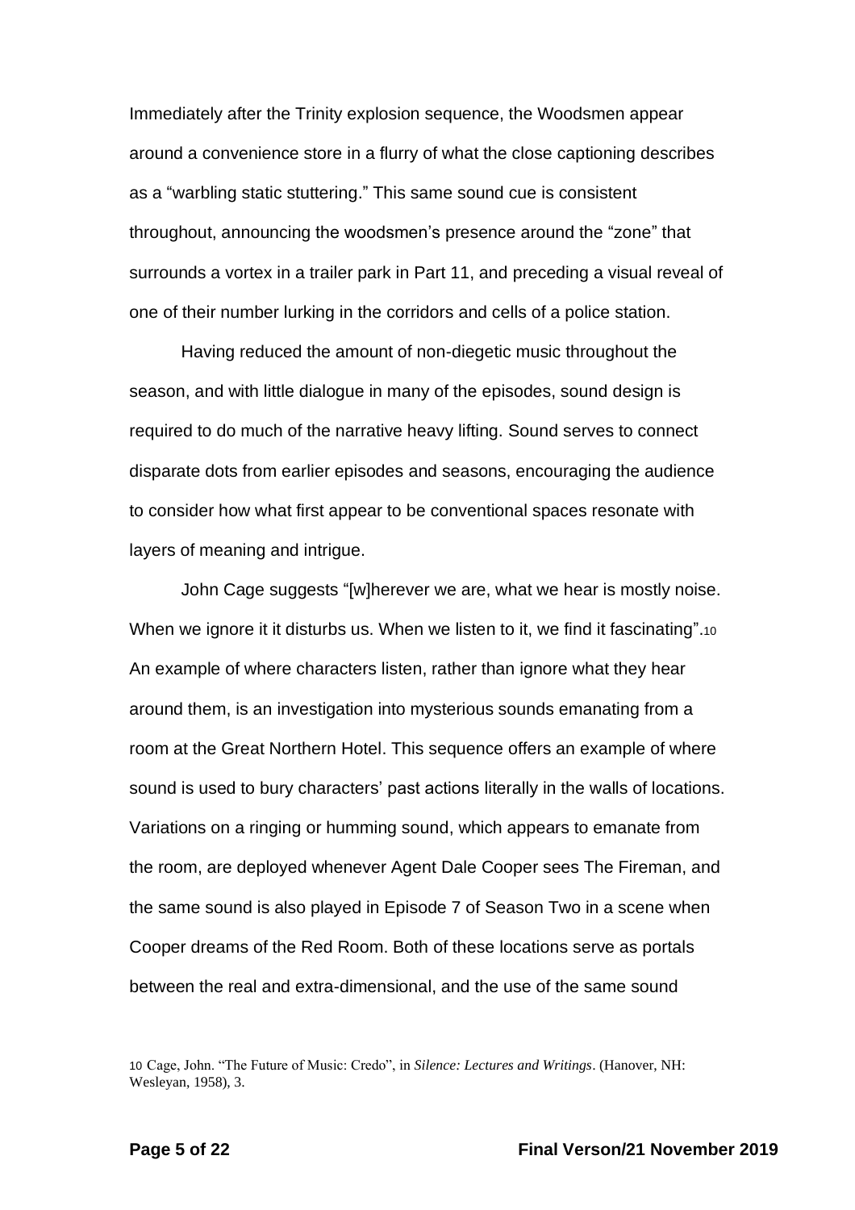Immediately after the Trinity explosion sequence, the Woodsmen appear around a convenience store in a flurry of what the close captioning describes as a "warbling static stuttering." This same sound cue is consistent throughout, announcing the woodsmen's presence around the "zone" that surrounds a vortex in a trailer park in Part 11, and preceding a visual reveal of one of their number lurking in the corridors and cells of a police station.

Having reduced the amount of non-diegetic music throughout the season, and with little dialogue in many of the episodes, sound design is required to do much of the narrative heavy lifting. Sound serves to connect disparate dots from earlier episodes and seasons, encouraging the audience to consider how what first appear to be conventional spaces resonate with layers of meaning and intrigue.

John Cage suggests "[w]herever we are, what we hear is mostly noise. When we ignore it it disturbs us. When we listen to it, we find it fascinating".[10] An example of where characters listen, rather than ignore what they hear around them, is an investigation into mysterious sounds emanating from a room at the Great Northern Hotel. This sequence offers an example of where sound is used to bury characters' past actions literally in the walls of locations. Variations on a ringing or humming sound, which appears to emanate from the room, are deployed whenever Agent Dale Cooper sees The Fireman, and the same sound is also played in Episode 7 of Season Two in a scene when Cooper dreams of the Red Room. Both of these locations serve as portals between the real and extra-dimensional, and the use of the same sound

[10] Cage, John. "The Future of Music: Credo", in *Silence: Lectures and Writings*. (Hanover, NH: Wesleyan, 1958), 3.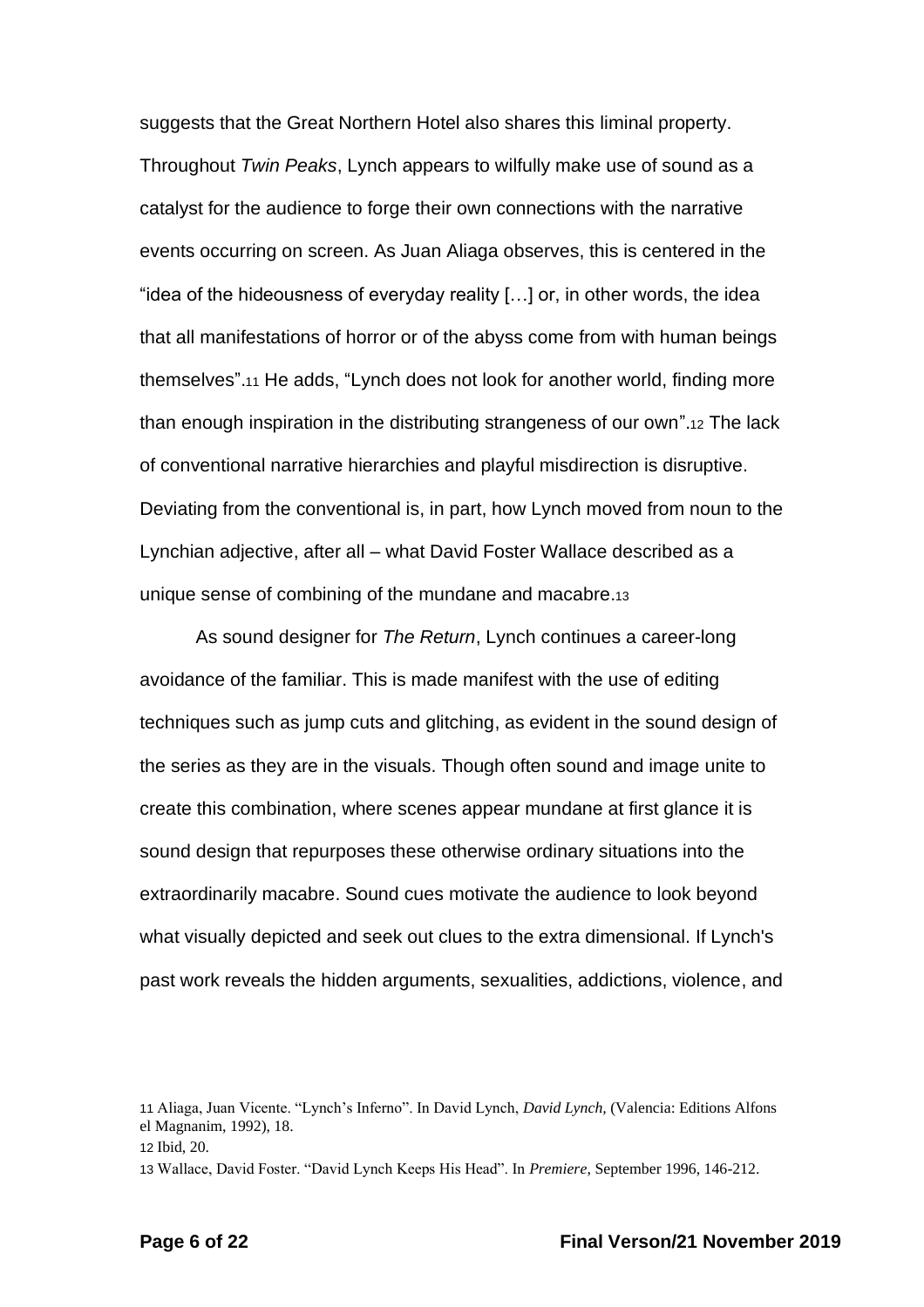suggests that the Great Northern Hotel also shares this liminal property. Throughout *Twin Peaks*, Lynch appears to wilfully make use of sound as a catalyst for the audience to forge their own connections with the narrative events occurring on screen. As Juan Aliaga observes, this is centered in the "idea of the hideousness of everyday reality […] or, in other words, the idea that all manifestations of horror or of the abyss come from with human beings themselves".[11] He adds, "Lynch does not look for another world, finding more than enough inspiration in the distributing strangeness of our own".[12] The lack of conventional narrative hierarchies and playful misdirection is disruptive. Deviating from the conventional is, in part, how Lynch moved from noun to the Lynchian adjective, after all – what David Foster Wallace described as a unique sense of combining of the mundane and macabre.[13]

As sound designer for *The Return*, Lynch continues a career-long avoidance of the familiar. This is made manifest with the use of editing techniques such as jump cuts and glitching, as evident in the sound design of the series as they are in the visuals. Though often sound and image unite to create this combination, where scenes appear mundane at first glance it is sound design that repurposes these otherwise ordinary situations into the extraordinarily macabre. Sound cues motivate the audience to look beyond what visually depicted and seek out clues to the extra dimensional. If Lynch's past work reveals the hidden arguments, sexualities, addictions, violence, and

11 Aliaga, Juan Vicente. "Lynch's Inferno". In David Lynch, *David Lynch*, (Valencia: Editions Alfons el Magnanim, 1992), 18.

12 Ibid, 20.

13 Wallace, David Foster. "David Lynch Keeps His Head". In *Premiere*, September 1996, 146-212.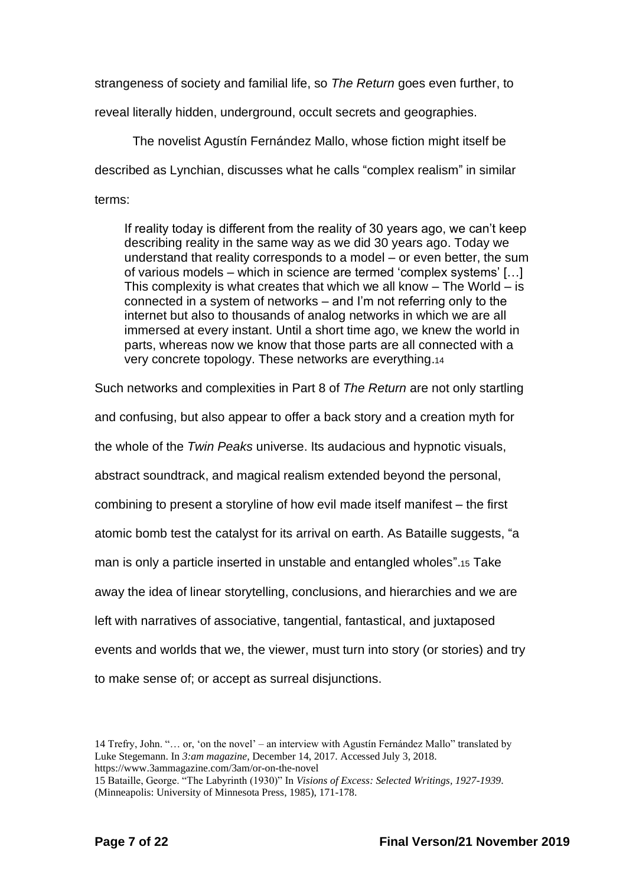strangeness of society and familial life, so *The Return* goes even further, to reveal literally hidden, underground, occult secrets and geographies.

The novelist Agustín Fernández Mallo, whose fiction might itself be described as Lynchian, discusses what he calls "complex realism" in similar terms:

> If reality today is different from the reality of 30 years ago, we can't keep describing reality in the same way as we did 30 years ago. Today we understand that reality corresponds to a model – or even better, the sum of various models – which in science are termed 'complex systems' […] This complexity is what creates that which we all know – The World – is connected in a system of networks – and I'm not referring only to the internet but also to thousands of analog networks in which we are all immersed at every instant. Until a short time ago, we knew the world in parts, whereas now we know that those parts are all connected with a very concrete topology. These networks are everything.[14]

Such networks and complexities in Part 8 of *The Return* are not only startling and confusing, but also appear to offer a back story and a creation myth for the whole of the *Twin Peaks* universe. Its audacious and hypnotic visuals, abstract soundtrack, and magical realism extended beyond the personal, combining to present a storyline of how evil made itself manifest – the first atomic bomb test the catalyst for its arrival on earth. As Bataille suggests, "a man is only a particle inserted in unstable and entangled wholes".[15] Take away the idea of linear storytelling, conclusions, and hierarchies and we are left with narratives of associative, tangential, fantastical, and juxtaposed events and worlds that we, the viewer, must turn into story (or stories) and try to make sense of; or accept as surreal disjunctions.

---

14 Trefry, John. "… or, 'on the novel' – an interview with Agustín Fernández Mallo" translated by Luke Stegemann. In *3:am magazine*, December 14, 2017. Accessed July 3, 2018. https://www.3ammagazine.com/3am/or-on-the-novel

15 Bataille, George. "The Labyrinth (1930)" In *Visions of Excess: Selected Writings, 1927-1939*. (Minneapolis: University of Minnesota Press, 1985), 171-178.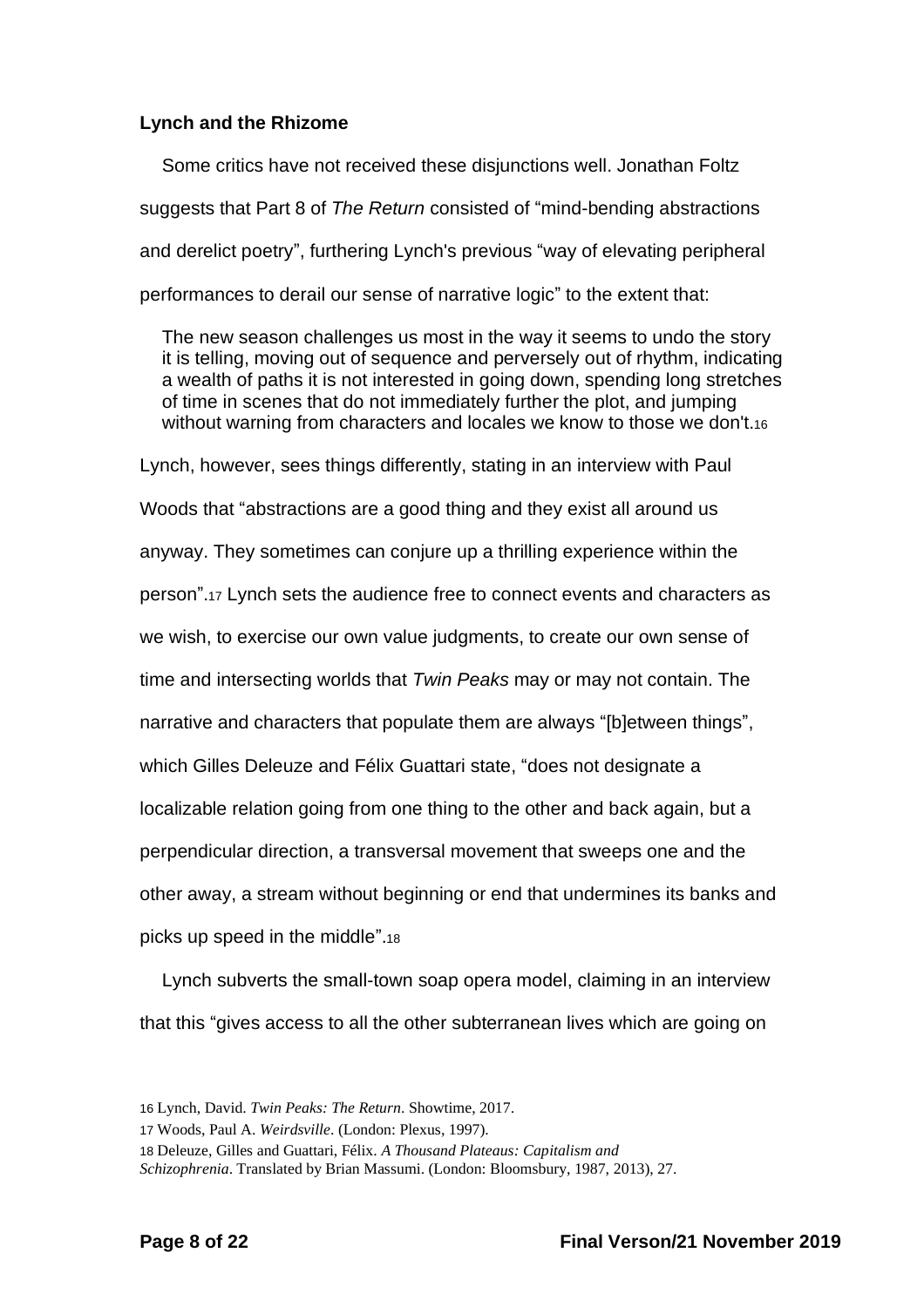**Lynch and the Rhizome**

Some critics have not received these disjunctions well. Jonathan Foltz suggests that Part 8 of *The Return* consisted of "mind-bending abstractions and derelict poetry", furthering Lynch's previous "way of elevating peripheral performances to derail our sense of narrative logic" to the extent that:

> The new season challenges us most in the way it seems to undo the story it is telling, moving out of sequence and perversely out of rhythm, indicating a wealth of paths it is not interested in going down, spending long stretches of time in scenes that do not immediately further the plot, and jumping without warning from characters and locales we know to those we don't.[16]

Lynch, however, sees things differently, stating in an interview with Paul Woods that "abstractions are a good thing and they exist all around us anyway. They sometimes can conjure up a thrilling experience within the person".[17] Lynch sets the audience free to connect events and characters as we wish, to exercise our own value judgments, to create our own sense of time and intersecting worlds that *Twin Peaks* may or may not contain. The narrative and characters that populate them are always "[b]etween things", which Gilles Deleuze and Félix Guattari state, "does not designate a localizable relation going from one thing to the other and back again, but a perpendicular direction, a transversal movement that sweeps one and the other away, a stream without beginning or end that undermines its banks and picks up speed in the middle".[18]

Lynch subverts the small-town soap opera model, claiming in an interview that this "gives access to all the other subterranean lives which are going on

---

16 Lynch, David. *Twin Peaks: The Return*. Showtime, 2017.

17 Woods, Paul A. *Weirdsville*. (London: Plexus, 1997).

18 Deleuze, Gilles and Guattari, Félix. *A Thousand Plateaus: Capitalism and Schizophrenia*. Translated by Brian Massumi. (London: Bloomsbury, 1987, 2013), 27.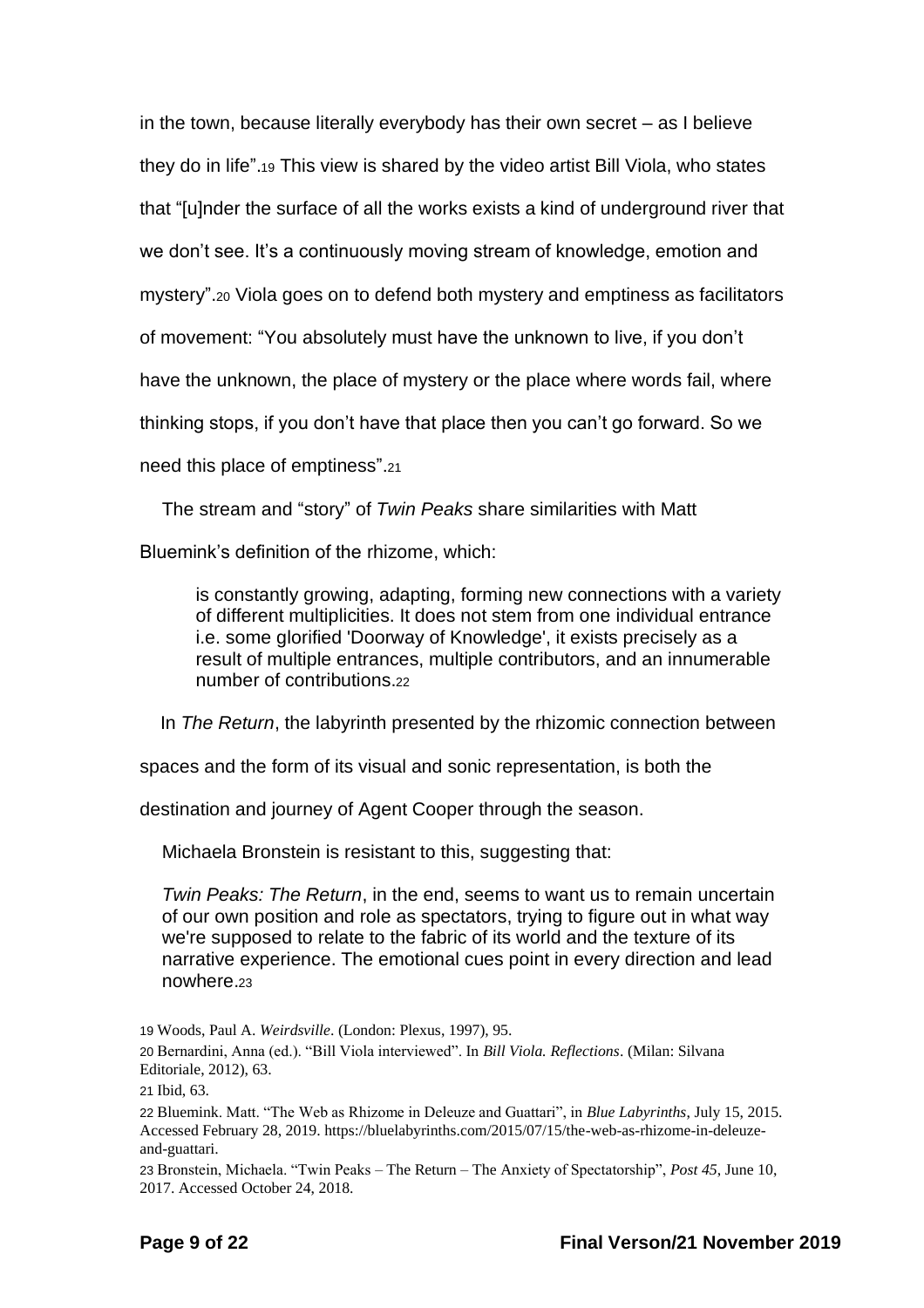in the town, because literally everybody has their own secret – as I believe they do in life".[19] This view is shared by the video artist Bill Viola, who states that "[u]nder the surface of all the works exists a kind of underground river that we don't see. It's a continuously moving stream of knowledge, emotion and mystery".[20] Viola goes on to defend both mystery and emptiness as facilitators of movement: "You absolutely must have the unknown to live, if you don't have the unknown, the place of mystery or the place where words fail, where thinking stops, if you don't have that place then you can't go forward. So we need this place of emptiness".[21]

The stream and "story" of *Twin Peaks* share similarities with Matt Bluemink's definition of the rhizome, which:

> is constantly growing, adapting, forming new connections with a variety of different multiplicities. It does not stem from one individual entrance i.e. some glorified 'Doorway of Knowledge', it exists precisely as a result of multiple entrances, multiple contributors, and an innumerable number of contributions.[22]

In *The Return*, the labyrinth presented by the rhizomic connection between spaces and the form of its visual and sonic representation, is both the destination and journey of Agent Cooper through the season.

Michaela Bronstein is resistant to this, suggesting that:

> *Twin Peaks: The Return*, in the end, seems to want us to remain uncertain of our own position and role as spectators, trying to figure out in what way we're supposed to relate to the fabric of its world and the texture of its narrative experience. The emotional cues point in every direction and lead nowhere.[23]

---

19 Woods, Paul A. *Weirdsville*. (London: Plexus, 1997), 95.

20 Bernardini, Anna (ed.). "Bill Viola interviewed". In *Bill Viola. Reflections*. (Milan: Silvana Editoriale, 2012), 63.

21 Ibid, 63.

22 Bluemink. Matt. "The Web as Rhizome in Deleuze and Guattari", in *Blue Labyrinths*, July 15, 2015. Accessed February 28, 2019. https://bluelabyrinths.com/2015/07/15/the-web-as-rhizome-in-deleuze-and-guattari.

23 Bronstein, Michaela. "Twin Peaks – The Return – The Anxiety of Spectatorship", *Post 45*, June 10, 2017. Accessed October 24, 2018.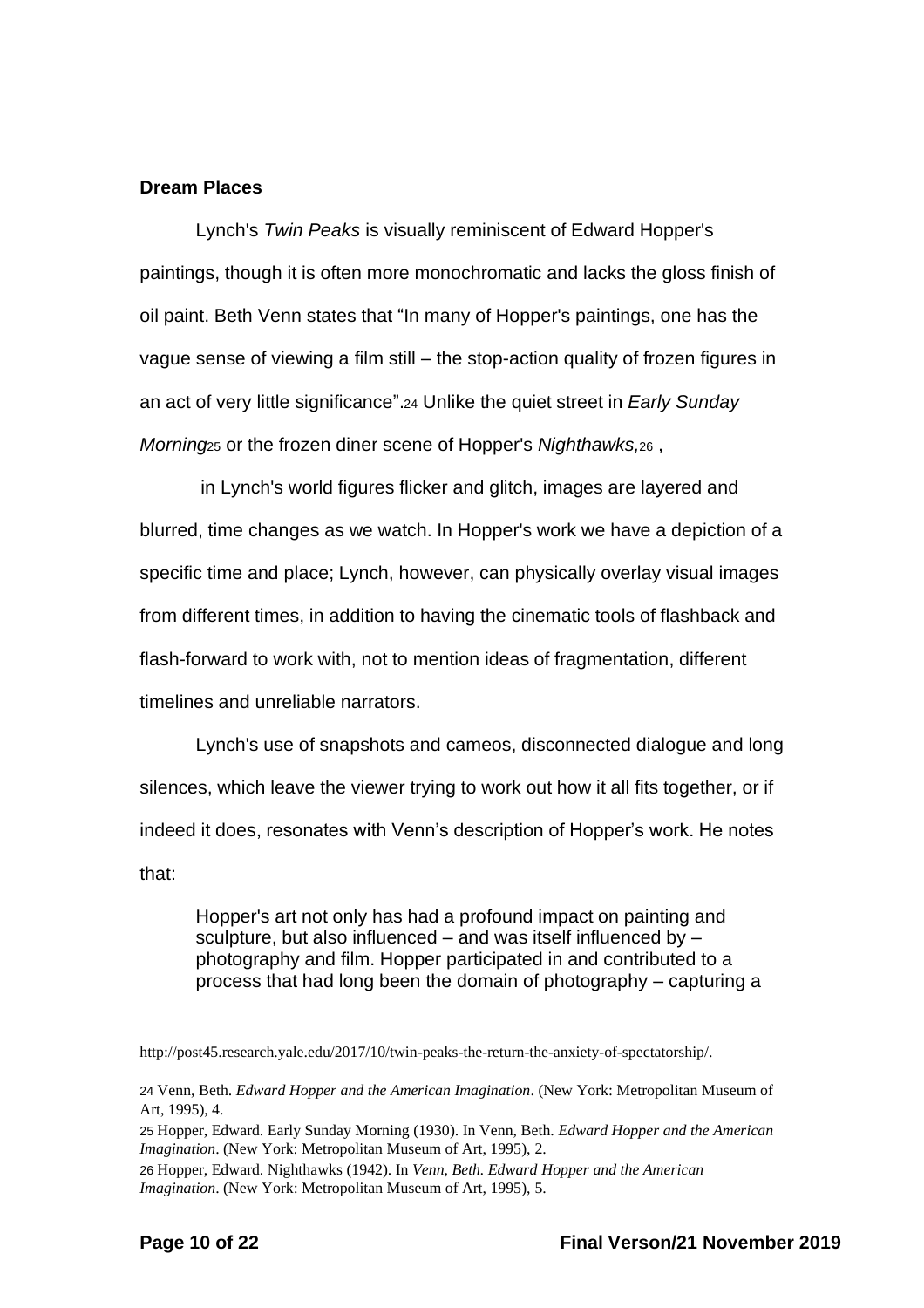**Dream Places**

Lynch's *Twin Peaks* is visually reminiscent of Edward Hopper's paintings, though it is often more monochromatic and lacks the gloss finish of oil paint. Beth Venn states that "In many of Hopper's paintings, one has the vague sense of viewing a film still – the stop-action quality of frozen figures in an act of very little significance".[24] Unlike the quiet street in *Early Sunday Morning*[25] or the frozen diner scene of Hopper's *Nighthawks,*[26] ,

in Lynch's world figures flicker and glitch, images are layered and blurred, time changes as we watch. In Hopper's work we have a depiction of a specific time and place; Lynch, however, can physically overlay visual images from different times, in addition to having the cinematic tools of flashback and flash-forward to work with, not to mention ideas of fragmentation, different timelines and unreliable narrators.

Lynch's use of snapshots and cameos, disconnected dialogue and long silences, which leave the viewer trying to work out how it all fits together, or if indeed it does, resonates with Venn's description of Hopper's work. He notes that:

> Hopper's art not only has had a profound impact on painting and sculpture, but also influenced – and was itself influenced by – photography and film. Hopper participated in and contributed to a process that had long been the domain of photography – capturing a

http://post45.research.yale.edu/2017/10/twin-peaks-the-return-the-anxiety-of-spectatorship/.

[24] Venn, Beth. *Edward Hopper and the American Imagination*. (New York: Metropolitan Museum of Art, 1995), 4.

[25] Hopper, Edward. Early Sunday Morning (1930). In Venn, Beth. *Edward Hopper and the American Imagination*. (New York: Metropolitan Museum of Art, 1995), 2.

[26] Hopper, Edward. Nighthawks (1942). In *Venn, Beth. Edward Hopper and the American Imagination*. (New York: Metropolitan Museum of Art, 1995), 5.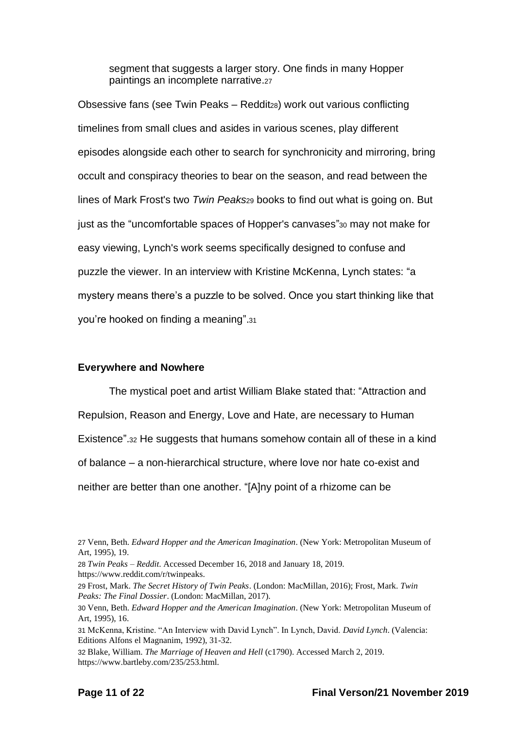> segment that suggests a larger story. One finds in many Hopper paintings an incomplete narrative.[27]

Obsessive fans (see Twin Peaks – Reddit[28]) work out various conflicting timelines from small clues and asides in various scenes, play different episodes alongside each other to search for synchronicity and mirroring, bring occult and conspiracy theories to bear on the season, and read between the lines of Mark Frost's two *Twin Peaks*[29] books to find out what is going on. But just as the "uncomfortable spaces of Hopper's canvases"[30] may not make for easy viewing, Lynch's work seems specifically designed to confuse and puzzle the viewer. In an interview with Kristine McKenna, Lynch states: "a mystery means there's a puzzle to be solved. Once you start thinking like that you're hooked on finding a meaning".[31]

### Everywhere and Nowhere

The mystical poet and artist William Blake stated that: "Attraction and Repulsion, Reason and Energy, Love and Hate, are necessary to Human Existence".[32] He suggests that humans somehow contain all of these in a kind of balance – a non-hierarchical structure, where love nor hate co-exist and neither are better than one another. "[A]ny point of a rhizome can be

---

27 Venn, Beth. *Edward Hopper and the American Imagination*. (New York: Metropolitan Museum of Art, 1995), 19.

28 *Twin Peaks – Reddit.* Accessed December 16, 2018 and January 18, 2019. https://www.reddit.com/r/twinpeaks.

29 Frost, Mark. *The Secret History of Twin Peaks*. (London: MacMillan, 2016); Frost, Mark. *Twin Peaks: The Final Dossier*. (London: MacMillan, 2017).

30 Venn, Beth. *Edward Hopper and the American Imagination*. (New York: Metropolitan Museum of Art, 1995), 16.

31 McKenna, Kristine. "An Interview with David Lynch". In Lynch, David. *David Lynch*. (Valencia: Editions Alfons el Magnanim, 1992), 31-32.

32 Blake, William. *The Marriage of Heaven and Hell* (c1790). Accessed March 2, 2019. https://www.bartleby.com/235/253.html.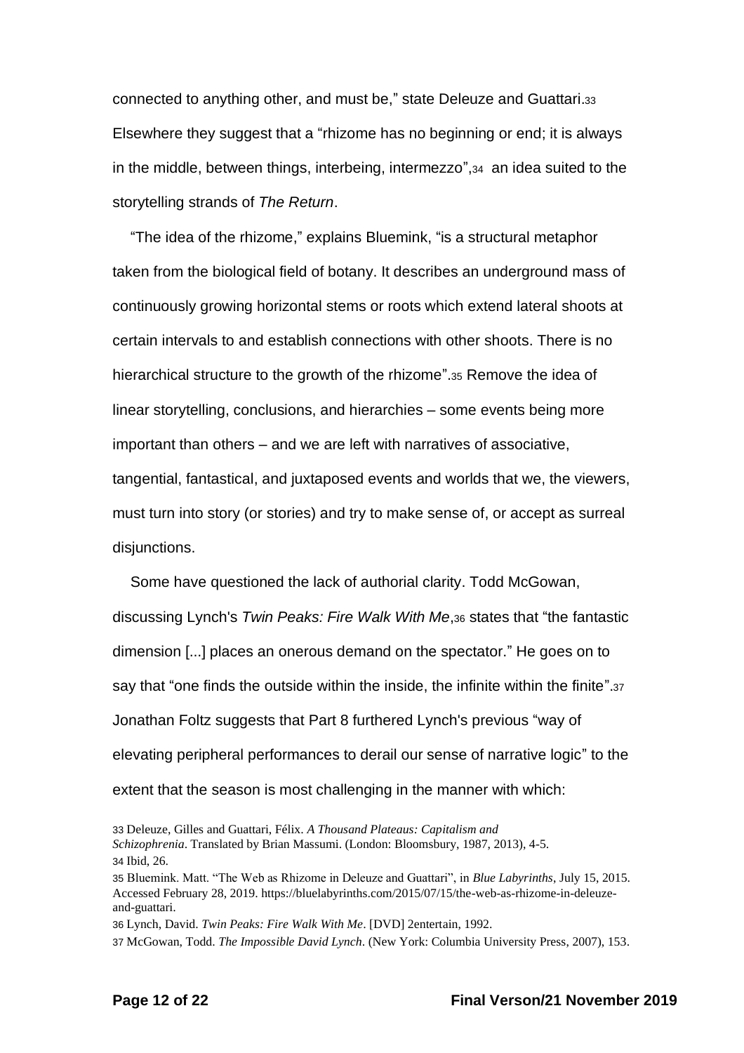connected to anything other, and must be," state Deleuze and Guattari.[33] Elsewhere they suggest that a "rhizome has no beginning or end; it is always in the middle, between things, interbeing, intermezzo",[34] an idea suited to the storytelling strands of *The Return*.

"The idea of the rhizome," explains Bluemink, "is a structural metaphor taken from the biological field of botany. It describes an underground mass of continuously growing horizontal stems or roots which extend lateral shoots at certain intervals to and establish connections with other shoots. There is no hierarchical structure to the growth of the rhizome".[35] Remove the idea of linear storytelling, conclusions, and hierarchies – some events being more important than others – and we are left with narratives of associative, tangential, fantastical, and juxtaposed events and worlds that we, the viewers, must turn into story (or stories) and try to make sense of, or accept as surreal disjunctions.

Some have questioned the lack of authorial clarity. Todd McGowan, discussing Lynch's *Twin Peaks: Fire Walk With Me*,[36] states that "the fantastic dimension [...] places an onerous demand on the spectator." He goes on to say that "one finds the outside within the inside, the infinite within the finite".[37] Jonathan Foltz suggests that Part 8 furthered Lynch's previous "way of elevating peripheral performances to derail our sense of narrative logic" to the extent that the season is most challenging in the manner with which:

---

33 Deleuze, Gilles and Guattari, Félix. *A Thousand Plateaus: Capitalism and Schizophrenia*. Translated by Brian Massumi. (London: Bloomsbury, 1987, 2013), 4-5.

34 Ibid, 26.

35 Bluemink. Matt. "The Web as Rhizome in Deleuze and Guattari", in *Blue Labyrinths*, July 15, 2015. Accessed February 28, 2019. https://bluelabyrinths.com/2015/07/15/the-web-as-rhizome-in-deleuze-and-guattari.

36 Lynch, David. *Twin Peaks: Fire Walk With Me*. [DVD] 2entertain, 1992.

37 McGowan, Todd. *The Impossible David Lynch*. (New York: Columbia University Press, 2007), 153.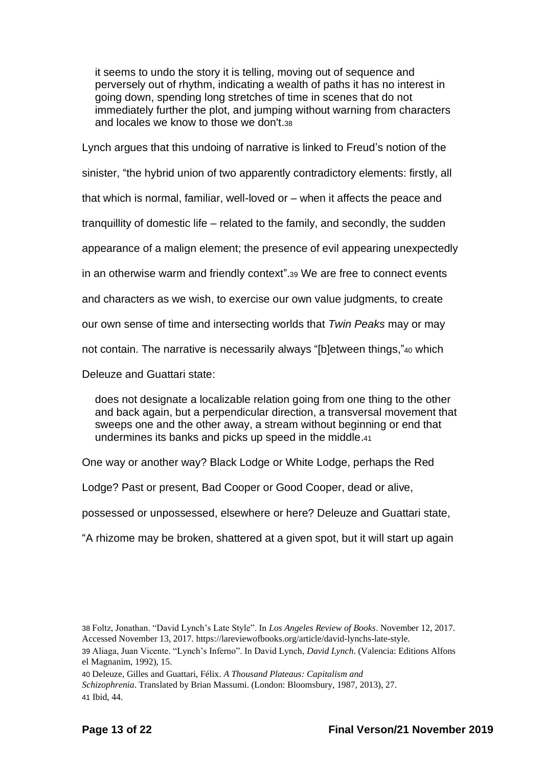> it seems to undo the story it is telling, moving out of sequence and perversely out of rhythm, indicating a wealth of paths it has no interest in going down, spending long stretches of time in scenes that do not immediately further the plot, and jumping without warning from characters and locales we know to those we don't.[38]

Lynch argues that this undoing of narrative is linked to Freud's notion of the sinister, "the hybrid union of two apparently contradictory elements: firstly, all that which is normal, familiar, well-loved or – when it affects the peace and tranquillity of domestic life – related to the family, and secondly, the sudden appearance of a malign element; the presence of evil appearing unexpectedly in an otherwise warm and friendly context".[39] We are free to connect events and characters as we wish, to exercise our own value judgments, to create our own sense of time and intersecting worlds that *Twin Peaks* may or may not contain. The narrative is necessarily always "[b]etween things,"[40] which Deleuze and Guattari state:

> does not designate a localizable relation going from one thing to the other and back again, but a perpendicular direction, a transversal movement that sweeps one and the other away, a stream without beginning or end that undermines its banks and picks up speed in the middle.[41]

One way or another way? Black Lodge or White Lodge, perhaps the Red Lodge? Past or present, Bad Cooper or Good Cooper, dead or alive, possessed or unpossessed, elsewhere or here? Deleuze and Guattari state, "A rhizome may be broken, shattered at a given spot, but it will start up again

---

38 Foltz, Jonathan. "David Lynch's Late Style". In *Los Angeles Review of Books*. November 12, 2017. Accessed November 13, 2017. https://lareviewofbooks.org/article/david-lynchs-late-style.

39 Aliaga, Juan Vicente. "Lynch's Inferno". In David Lynch, *David Lynch*. (Valencia: Editions Alfons el Magnanim, 1992), 15.

40 Deleuze, Gilles and Guattari, Félix. *A Thousand Plateaus: Capitalism and Schizophrenia*. Translated by Brian Massumi. (London: Bloomsbury, 1987, 2013), 27.

41 Ibid, 44.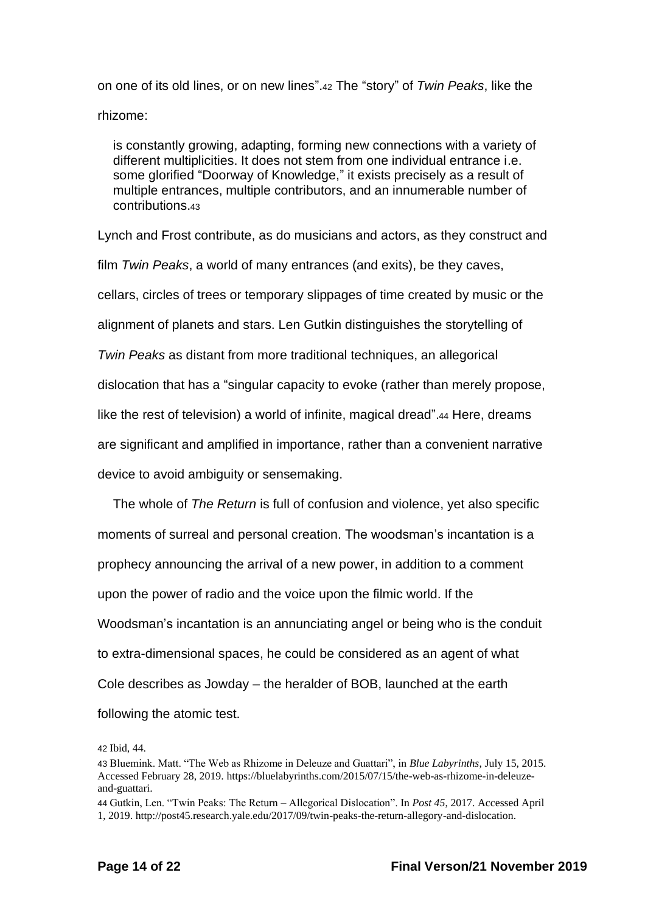on one of its old lines, or on new lines".[42] The "story" of *Twin Peaks*, like the rhizome:

> is constantly growing, adapting, forming new connections with a variety of different multiplicities. It does not stem from one individual entrance i.e. some glorified "Doorway of Knowledge," it exists precisely as a result of multiple entrances, multiple contributors, and an innumerable number of contributions.[43]

Lynch and Frost contribute, as do musicians and actors, as they construct and film *Twin Peaks*, a world of many entrances (and exits), be they caves, cellars, circles of trees or temporary slippages of time created by music or the alignment of planets and stars. Len Gutkin distinguishes the storytelling of *Twin Peaks* as distant from more traditional techniques, an allegorical dislocation that has a "singular capacity to evoke (rather than merely propose, like the rest of television) a world of infinite, magical dread".[44] Here, dreams are significant and amplified in importance, rather than a convenient narrative device to avoid ambiguity or sensemaking.

The whole of *The Return* is full of confusion and violence, yet also specific moments of surreal and personal creation. The woodsman's incantation is a prophecy announcing the arrival of a new power, in addition to a comment upon the power of radio and the voice upon the filmic world. If the Woodsman's incantation is an annunciating angel or being who is the conduit to extra-dimensional spaces, he could be considered as an agent of what Cole describes as Jowday – the heralder of BOB, launched at the earth following the atomic test.

---

42 Ibid, 44.

43 Bluemink. Matt. "The Web as Rhizome in Deleuze and Guattari", in *Blue Labyrinths*, July 15, 2015. Accessed February 28, 2019. https://bluelabyrinths.com/2015/07/15/the-web-as-rhizome-in-deleuze-and-guattari.

44 Gutkin, Len. "Twin Peaks: The Return – Allegorical Dislocation". In *Post 45*, 2017. Accessed April 1, 2019. http://post45.research.yale.edu/2017/09/twin-peaks-the-return-allegory-and-dislocation.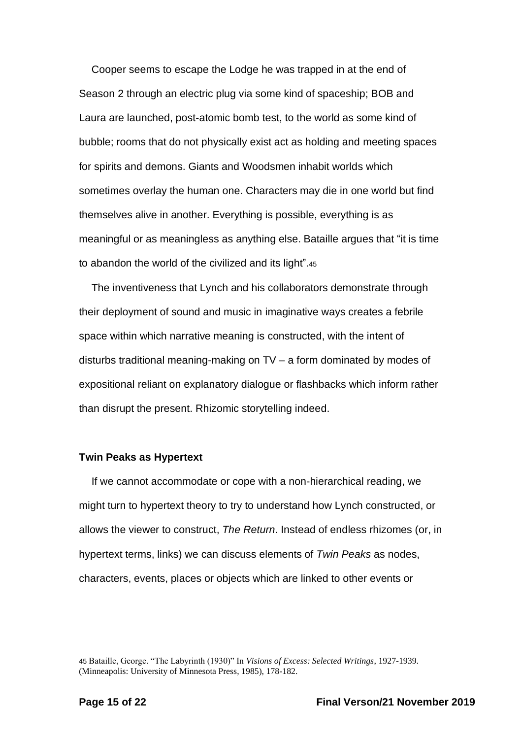Cooper seems to escape the Lodge he was trapped in at the end of Season 2 through an electric plug via some kind of spaceship; BOB and Laura are launched, post-atomic bomb test, to the world as some kind of bubble; rooms that do not physically exist act as holding and meeting spaces for spirits and demons. Giants and Woodsmen inhabit worlds which sometimes overlay the human one. Characters may die in one world but find themselves alive in another. Everything is possible, everything is as meaningful or as meaningless as anything else. Bataille argues that "it is time to abandon the world of the civilized and its light".[45]

The inventiveness that Lynch and his collaborators demonstrate through their deployment of sound and music in imaginative ways creates a febrile space within which narrative meaning is constructed, with the intent of disturbs traditional meaning-making on TV – a form dominated by modes of expositional reliant on explanatory dialogue or flashbacks which inform rather than disrupt the present. Rhizomic storytelling indeed.

### Twin Peaks as Hypertext

If we cannot accommodate or cope with a non-hierarchical reading, we might turn to hypertext theory to try to understand how Lynch constructed, or allows the viewer to construct, *The Return*. Instead of endless rhizomes (or, in hypertext terms, links) we can discuss elements of *Twin Peaks* as nodes, characters, events, places or objects which are linked to other events or

---

45 Bataille, George. "The Labyrinth (1930)" In *Visions of Excess: Selected Writings*, 1927-1939. (Minneapolis: University of Minnesota Press, 1985), 178-182.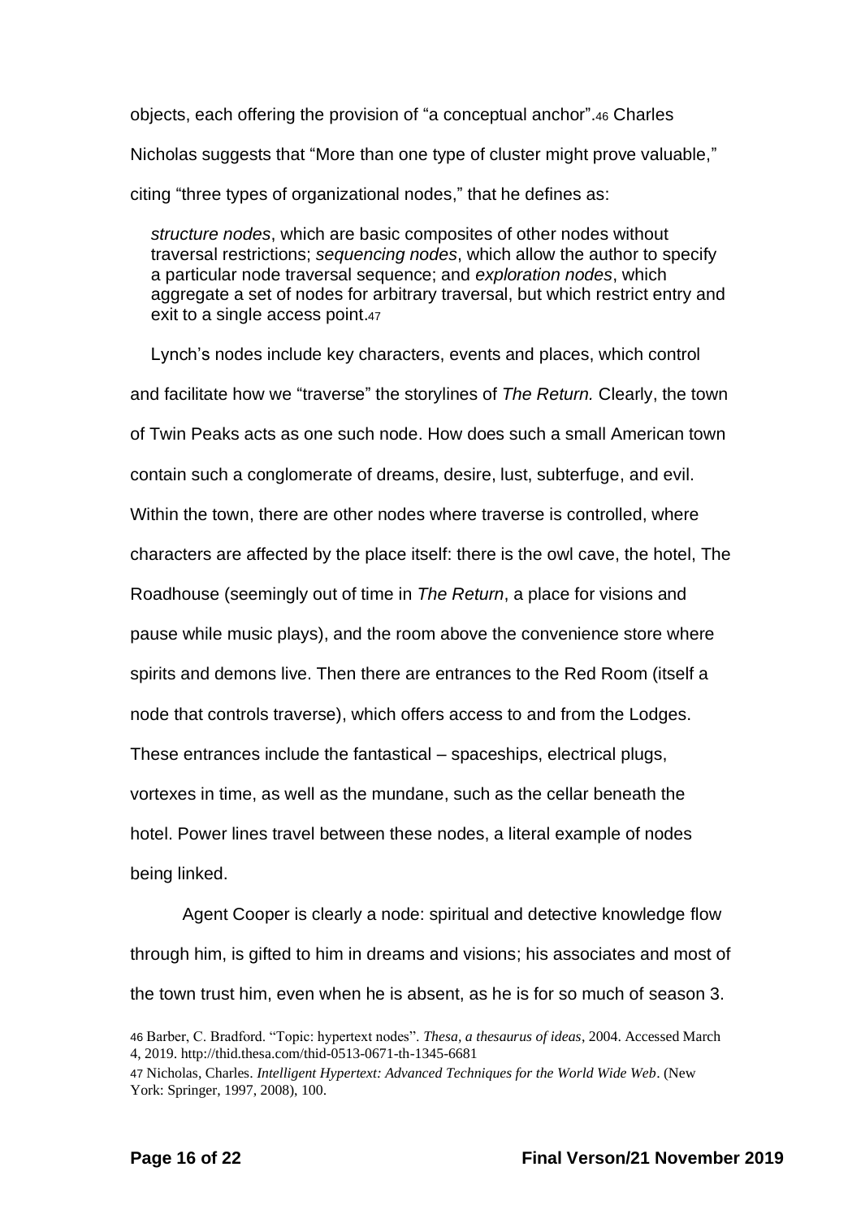objects, each offering the provision of "a conceptual anchor".[46] Charles Nicholas suggests that "More than one type of cluster might prove valuable," citing "three types of organizational nodes," that he defines as:

> *structure nodes*, which are basic composites of other nodes without traversal restrictions; *sequencing nodes*, which allow the author to specify a particular node traversal sequence; and *exploration nodes*, which aggregate a set of nodes for arbitrary traversal, but which restrict entry and exit to a single access point.[47]

Lynch's nodes include key characters, events and places, which control and facilitate how we "traverse" the storylines of *The Return.* Clearly, the town of Twin Peaks acts as one such node. How does such a small American town contain such a conglomerate of dreams, desire, lust, subterfuge, and evil. Within the town, there are other nodes where traverse is controlled, where characters are affected by the place itself: there is the owl cave, the hotel, The Roadhouse (seemingly out of time in *The Return*, a place for visions and pause while music plays), and the room above the convenience store where spirits and demons live. Then there are entrances to the Red Room (itself a node that controls traverse), which offers access to and from the Lodges. These entrances include the fantastical – spaceships, electrical plugs, vortexes in time, as well as the mundane, such as the cellar beneath the hotel. Power lines travel between these nodes, a literal example of nodes being linked.

Agent Cooper is clearly a node: spiritual and detective knowledge flow through him, is gifted to him in dreams and visions; his associates and most of the town trust him, even when he is absent, as he is for so much of season 3.

---

46 Barber, C. Bradford. "Topic: hypertext nodes". *Thesa, a thesaurus of ideas*, 2004. Accessed March 4, 2019. http://thid.thesa.com/thid-0513-0671-th-1345-6681

47 Nicholas, Charles. *Intelligent Hypertext: Advanced Techniques for the World Wide Web*. (New York: Springer, 1997, 2008), 100.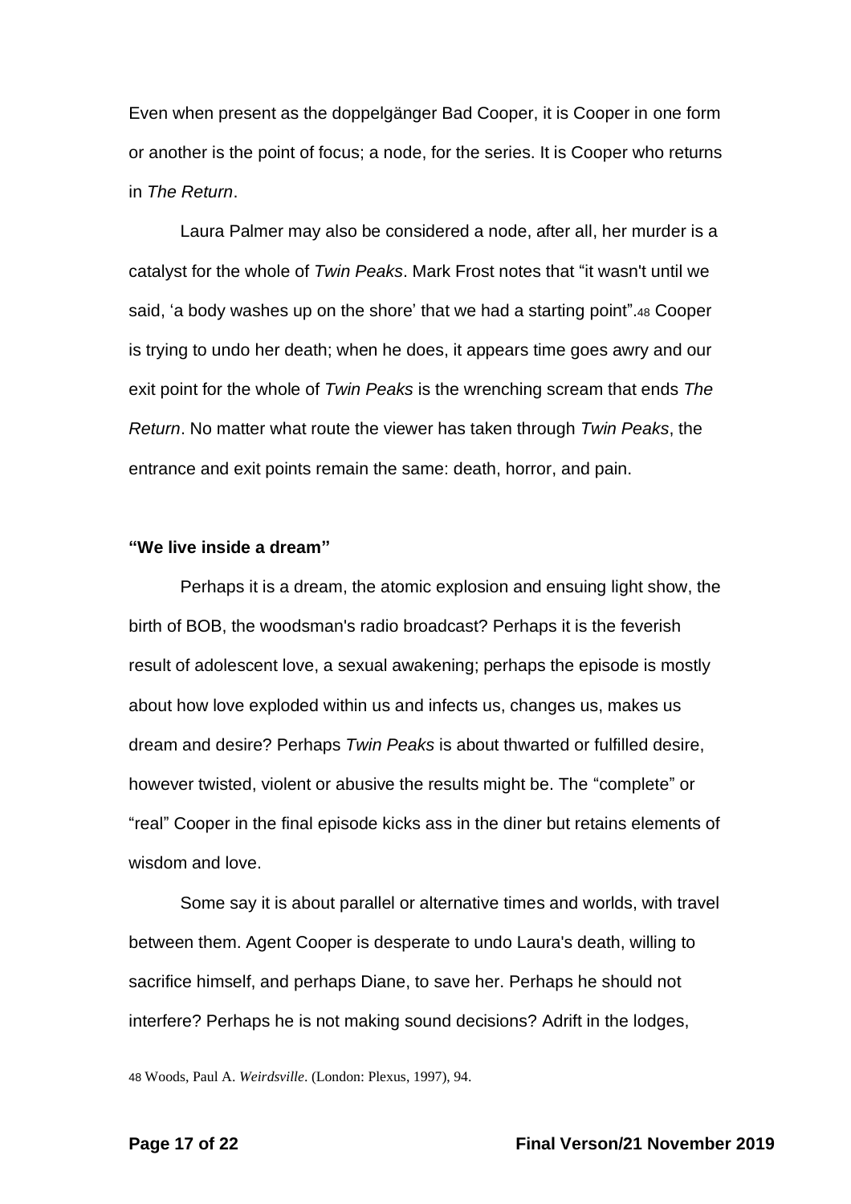Even when present as the doppelgänger Bad Cooper, it is Cooper in one form or another is the point of focus; a node, for the series. It is Cooper who returns in *The Return*.

Laura Palmer may also be considered a node, after all, her murder is a catalyst for the whole of *Twin Peaks*. Mark Frost notes that "it wasn't until we said, 'a body washes up on the shore' that we had a starting point".[48] Cooper is trying to undo her death; when he does, it appears time goes awry and our exit point for the whole of *Twin Peaks* is the wrenching scream that ends *The Return*. No matter what route the viewer has taken through *Twin Peaks*, the entrance and exit points remain the same: death, horror, and pain.

**"We live inside a dream"**

Perhaps it is a dream, the atomic explosion and ensuing light show, the birth of BOB, the woodsman's radio broadcast? Perhaps it is the feverish result of adolescent love, a sexual awakening; perhaps the episode is mostly about how love exploded within us and infects us, changes us, makes us dream and desire? Perhaps *Twin Peaks* is about thwarted or fulfilled desire, however twisted, violent or abusive the results might be. The "complete" or "real" Cooper in the final episode kicks ass in the diner but retains elements of wisdom and love.

Some say it is about parallel or alternative times and worlds, with travel between them. Agent Cooper is desperate to undo Laura's death, willing to sacrifice himself, and perhaps Diane, to save her. Perhaps he should not interfere? Perhaps he is not making sound decisions? Adrift in the lodges,

48 Woods, Paul A. *Weirdsville*. (London: Plexus, 1997), 94.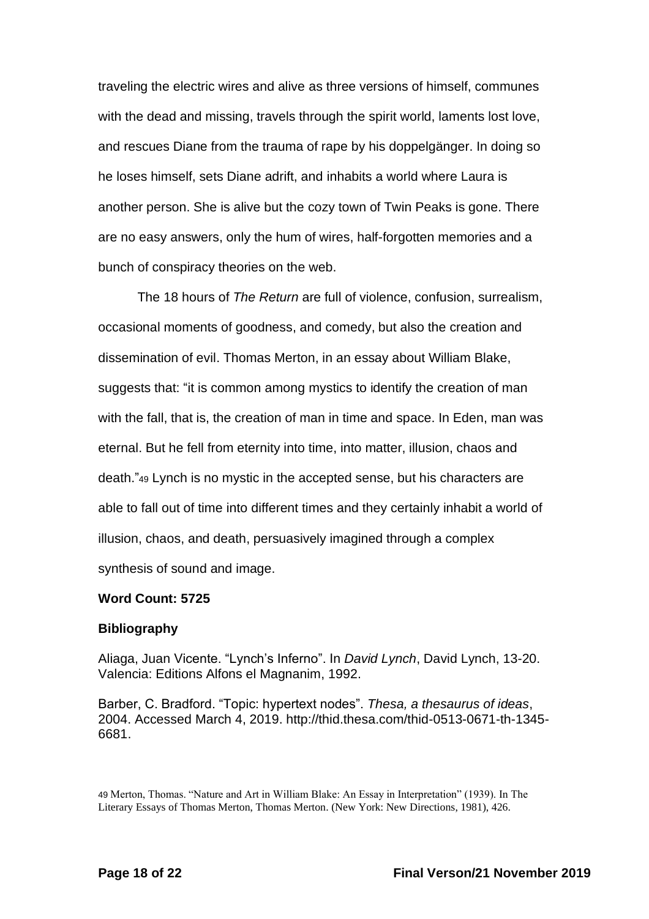traveling the electric wires and alive as three versions of himself, communes with the dead and missing, travels through the spirit world, laments lost love, and rescues Diane from the trauma of rape by his doppelgänger. In doing so he loses himself, sets Diane adrift, and inhabits a world where Laura is another person. She is alive but the cozy town of Twin Peaks is gone. There are no easy answers, only the hum of wires, half-forgotten memories and a bunch of conspiracy theories on the web.

The 18 hours of *The Return* are full of violence, confusion, surrealism, occasional moments of goodness, and comedy, but also the creation and dissemination of evil. Thomas Merton, in an essay about William Blake, suggests that: "it is common among mystics to identify the creation of man with the fall, that is, the creation of man in time and space. In Eden, man was eternal. But he fell from eternity into time, into matter, illusion, chaos and death."[49] Lynch is no mystic in the accepted sense, but his characters are able to fall out of time into different times and they certainly inhabit a world of illusion, chaos, and death, persuasively imagined through a complex synthesis of sound and image.

**Word Count: 5725**

**Bibliography**

Aliaga, Juan Vicente. "Lynch's Inferno". In *David Lynch*, David Lynch, 13-20. Valencia: Editions Alfons el Magnanim, 1992.

Barber, C. Bradford. "Topic: hypertext nodes". *Thesa, a thesaurus of ideas*, 2004. Accessed March 4, 2019. http://thid.thesa.com/thid-0513-0671-th-1345-6681.

[49] Merton, Thomas. "Nature and Art in William Blake: An Essay in Interpretation" (1939). In The Literary Essays of Thomas Merton, Thomas Merton. (New York: New Directions, 1981), 426.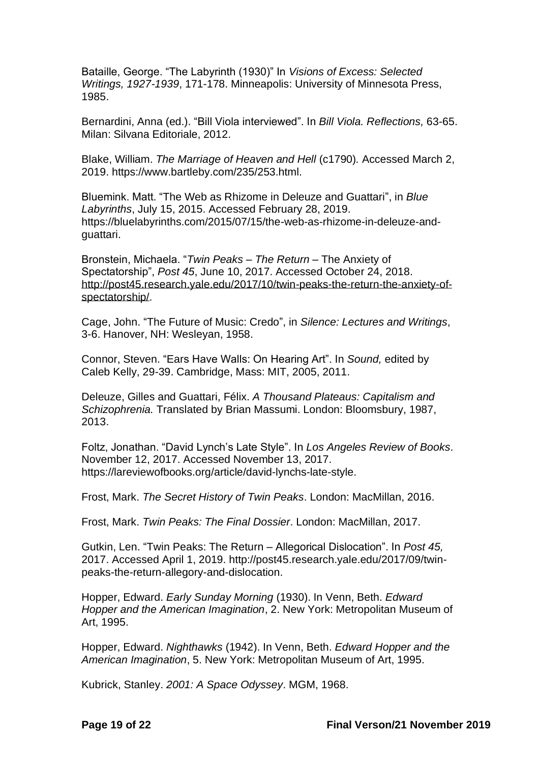Bataille, George. “The Labyrinth (1930)” In *Visions of Excess: Selected Writings, 1927-1939*, 171-178. Minneapolis: University of Minnesota Press, 1985.

Bernardini, Anna (ed.). “Bill Viola interviewed”. In *Bill Viola. Reflections,* 63-65. Milan: Silvana Editoriale, 2012.

Blake, William. *The Marriage of Heaven and Hell* (c1790)*.* Accessed March 2, 2019. https://www.bartleby.com/235/253.html.

Bluemink. Matt. “The Web as Rhizome in Deleuze and Guattari”, in *Blue Labyrinths*, July 15, 2015. Accessed February 28, 2019. https://bluelabyrinths.com/2015/07/15/the-web-as-rhizome-in-deleuze-and-guattari.

Bronstein, Michaela. “*Twin Peaks – The Return* – The Anxiety of Spectatorship”, *Post 45*, June 10, 2017. Accessed October 24, 2018. http://post45.research.yale.edu/2017/10/twin-peaks-the-return-the-anxiety-of-spectatorship/.

Cage, John. “The Future of Music: Credo”, in *Silence: Lectures and Writings*, 3-6. Hanover, NH: Wesleyan, 1958.

Connor, Steven. “Ears Have Walls: On Hearing Art”. In *Sound,* edited by Caleb Kelly, 29-39. Cambridge, Mass: MIT, 2005, 2011.

Deleuze, Gilles and Guattari, Félix. *A Thousand Plateaus: Capitalism and Schizophrenia.* Translated by Brian Massumi. London: Bloomsbury, 1987, 2013.

Foltz, Jonathan. “David Lynch’s Late Style”. In *Los Angeles Review of Books*. November 12, 2017. Accessed November 13, 2017. https://lareviewofbooks.org/article/david-lynchs-late-style.

Frost, Mark. *The Secret History of Twin Peaks*. London: MacMillan, 2016.

Frost, Mark. *Twin Peaks: The Final Dossier*. London: MacMillan, 2017.

Gutkin, Len. “Twin Peaks: The Return – Allegorical Dislocation”. In *Post 45,* 2017. Accessed April 1, 2019. http://post45.research.yale.edu/2017/09/twin-peaks-the-return-allegory-and-dislocation.

Hopper, Edward. *Early Sunday Morning* (1930). In Venn, Beth. *Edward Hopper and the American Imagination*, 2. New York: Metropolitan Museum of Art, 1995.

Hopper, Edward. *Nighthawks* (1942). In Venn, Beth. *Edward Hopper and the American Imagination*, 5. New York: Metropolitan Museum of Art, 1995.

Kubrick, Stanley. *2001: A Space Odyssey*. MGM, 1968.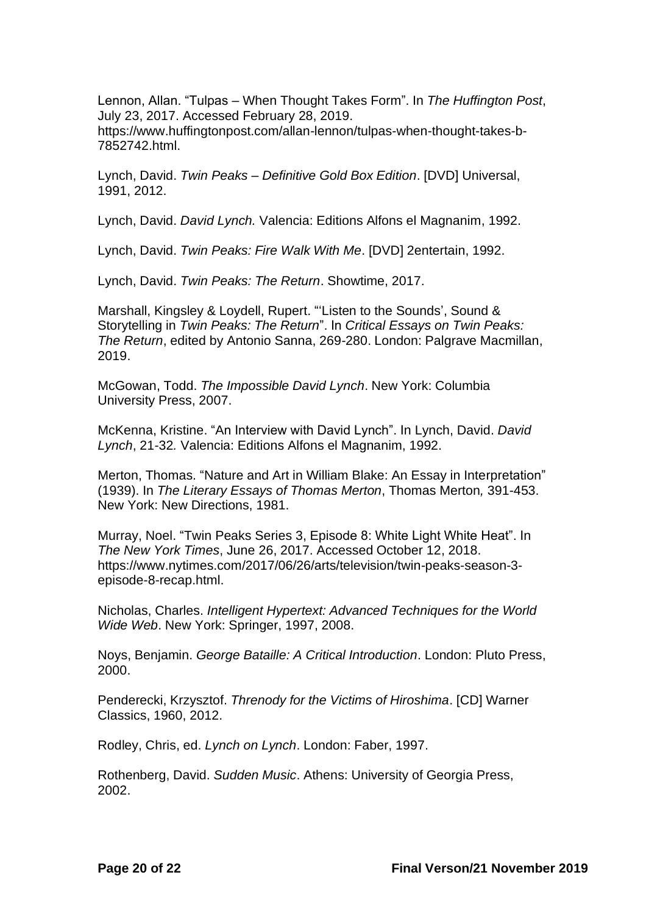Lennon, Allan. "Tulpas – When Thought Takes Form". In *The Huffington Post*, July 23, 2017. Accessed February 28, 2019. https://www.huffingtonpost.com/allan-lennon/tulpas-when-thought-takes-b-7852742.html.

Lynch, David. *Twin Peaks – Definitive Gold Box Edition*. [DVD] Universal, 1991, 2012.

Lynch, David. *David Lynch.* Valencia: Editions Alfons el Magnanim, 1992.

Lynch, David. *Twin Peaks: Fire Walk With Me*. [DVD] 2entertain, 1992.

Lynch, David. *Twin Peaks: The Return*. Showtime, 2017.

Marshall, Kingsley & Loydell, Rupert. "'Listen to the Sounds', Sound & Storytelling in *Twin Peaks: The Return*". In *Critical Essays on Twin Peaks: The Return*, edited by Antonio Sanna, 269-280. London: Palgrave Macmillan, 2019.

McGowan, Todd. *The Impossible David Lynch*. New York: Columbia University Press, 2007.

McKenna, Kristine. "An Interview with David Lynch". In Lynch, David. *David Lynch*, 21-32*.* Valencia: Editions Alfons el Magnanim, 1992.

Merton, Thomas. "Nature and Art in William Blake: An Essay in Interpretation" (1939). In *The Literary Essays of Thomas Merton*, Thomas Merton*,* 391-453. New York: New Directions, 1981.

Murray, Noel. "Twin Peaks Series 3, Episode 8: White Light White Heat". In *The New York Times*, June 26, 2017. Accessed October 12, 2018. https://www.nytimes.com/2017/06/26/arts/television/twin-peaks-season-3-episode-8-recap.html.

Nicholas, Charles. *Intelligent Hypertext: Advanced Techniques for the World Wide Web*. New York: Springer, 1997, 2008.

Noys, Benjamin. *George Bataille: A Critical Introduction*. London: Pluto Press, 2000.

Penderecki, Krzysztof. *Threnody for the Victims of Hiroshima*. [CD] Warner Classics, 1960, 2012.

Rodley, Chris, ed. *Lynch on Lynch*. London: Faber, 1997.

Rothenberg, David. *Sudden Music*. Athens: University of Georgia Press, 2002.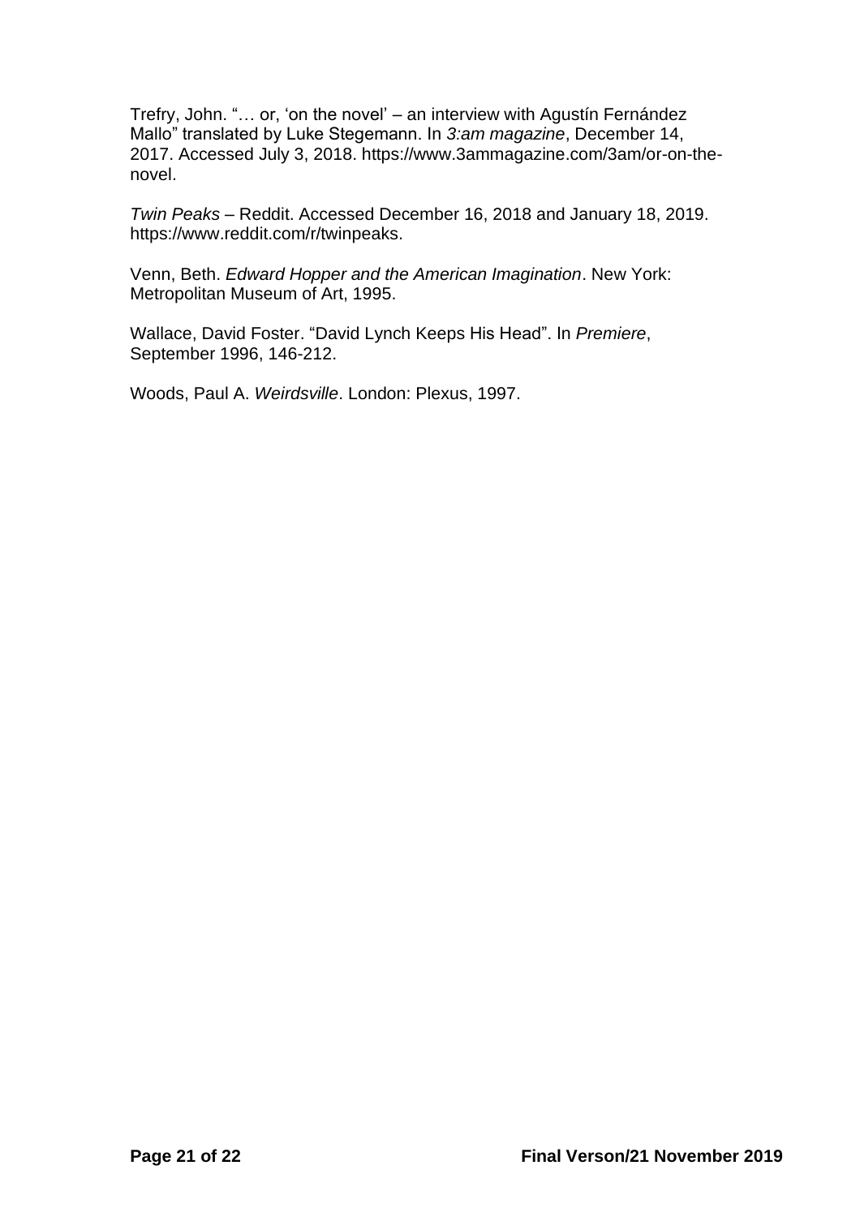Trefry, John. "… or, 'on the novel' – an interview with Agustín Fernández Mallo" translated by Luke Stegemann. In *3:am magazine*, December 14, 2017. Accessed July 3, 2018. https://www.3ammagazine.com/3am/or-on-the-novel.

*Twin Peaks* – Reddit. Accessed December 16, 2018 and January 18, 2019. https://www.reddit.com/r/twinpeaks.

Venn, Beth. *Edward Hopper and the American Imagination*. New York: Metropolitan Museum of Art, 1995.

Wallace, David Foster. "David Lynch Keeps His Head". In *Premiere*, September 1996, 146-212.

Woods, Paul A. *Weirdsville*. London: Plexus, 1997.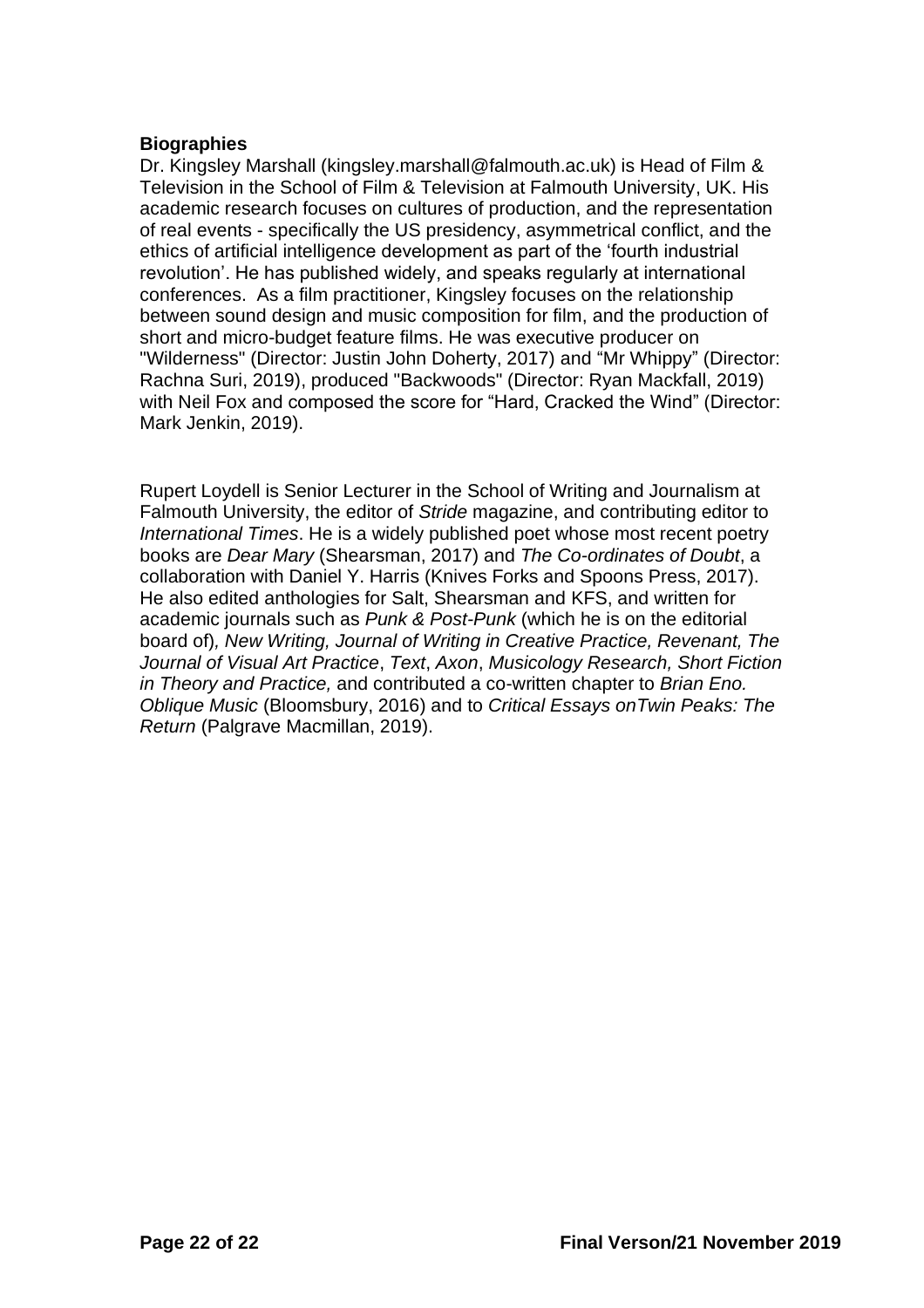**Biographies**

Dr. Kingsley Marshall (kingsley.marshall@falmouth.ac.uk) is Head of Film & Television in the School of Film & Television at Falmouth University, UK. His academic research focuses on cultures of production, and the representation of real events - specifically the US presidency, asymmetrical conflict, and the ethics of artificial intelligence development as part of the 'fourth industrial revolution'. He has published widely, and speaks regularly at international conferences. As a film practitioner, Kingsley focuses on the relationship between sound design and music composition for film, and the production of short and micro-budget feature films. He was executive producer on "Wilderness" (Director: Justin John Doherty, 2017) and "Mr Whippy" (Director: Rachna Suri, 2019), produced "Backwoods" (Director: Ryan Mackfall, 2019) with Neil Fox and composed the score for "Hard, Cracked the Wind" (Director: Mark Jenkin, 2019).

Rupert Loydell is Senior Lecturer in the School of Writing and Journalism at Falmouth University, the editor of *Stride* magazine, and contributing editor to *International Times*. He is a widely published poet whose most recent poetry books are *Dear Mary* (Shearsman, 2017) and *The Co-ordinates of Doubt*, a collaboration with Daniel Y. Harris (Knives Forks and Spoons Press, 2017). He also edited anthologies for Salt, Shearsman and KFS, and written for academic journals such as *Punk & Post-Punk* (which he is on the editorial board of)*, New Writing, Journal of Writing in Creative Practice, Revenant, The Journal of Visual Art Practice*, *Text*, *Axon*, *Musicology Research, Short Fiction in Theory and Practice,* and contributed a co-written chapter to *Brian Eno. Oblique Music* (Bloomsbury, 2016) and to *Critical Essays onTwin Peaks: The Return* (Palgrave Macmillan, 2019).